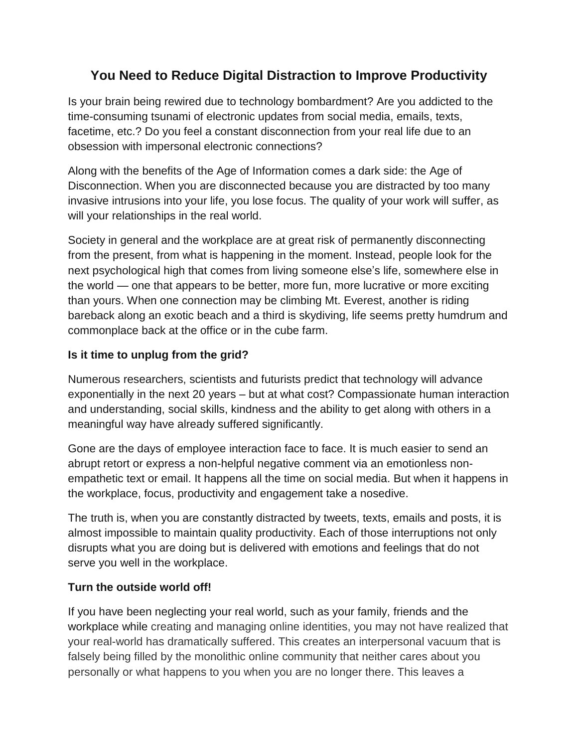# You Need to Reduce Digital Distraction to Improve Productivity

Is your brain being rewired due to technology bombardment? Are you addicted to the time-consuming tsunami of electronic updates from social media, emails, texts, facetime, etc.? Do you feel a constant disconnection from your real life due to an obsession with impersonal electronic connections?

Along with the benefits of the Age of Information comes a dark side: the Age of Disconnection. When you are disconnected because you are distracted by too many invasive intrusions into your life, you lose focus. The quality of your work will suffer, as will your relationships in the real world.

Society in general and the workplace are at great risk of permanently disconnecting from the present, from what is happening in the moment. Instead, people look for the next psychological high that comes from living someone else's life, somewhere else in the world — one that appears to be better, more fun, more lucrative or more exciting than yours. When one connection may be climbing Mt. Everest, another is riding bareback along an exotic beach and a third is skydiving, life seems pretty humdrum and commonplace back at the office or in the cube farm.

**Is it time to unplug from the grid?**

Numerous researchers, scientists and futurists predict that technology will advance exponentially in the next 20 years – but at what cost? Compassionate human interaction and understanding, social skills, kindness and the ability to get along with others in a meaningful way have already suffered significantly.

Gone are the days of employee interaction face to face. It is much easier to send an abrupt retort or express a non-helpful negative comment via an emotionless non-empathetic text or email. It happens all the time on social media. But when it happens in the workplace, focus, productivity and engagement take a nosedive.

The truth is, when you are constantly distracted by tweets, texts, emails and posts, it is almost impossible to maintain quality productivity. Each of those interruptions not only disrupts what you are doing but is delivered with emotions and feelings that do not serve you well in the workplace.

**Turn the outside world off!**

If you have been neglecting your real world, such as your family, friends and the workplace while creating and managing online identities, you may not have realized that your real-world has dramatically suffered. This creates an interpersonal vacuum that is falsely being filled by the monolithic online community that neither cares about you personally or what happens to you when you are no longer there. This leaves a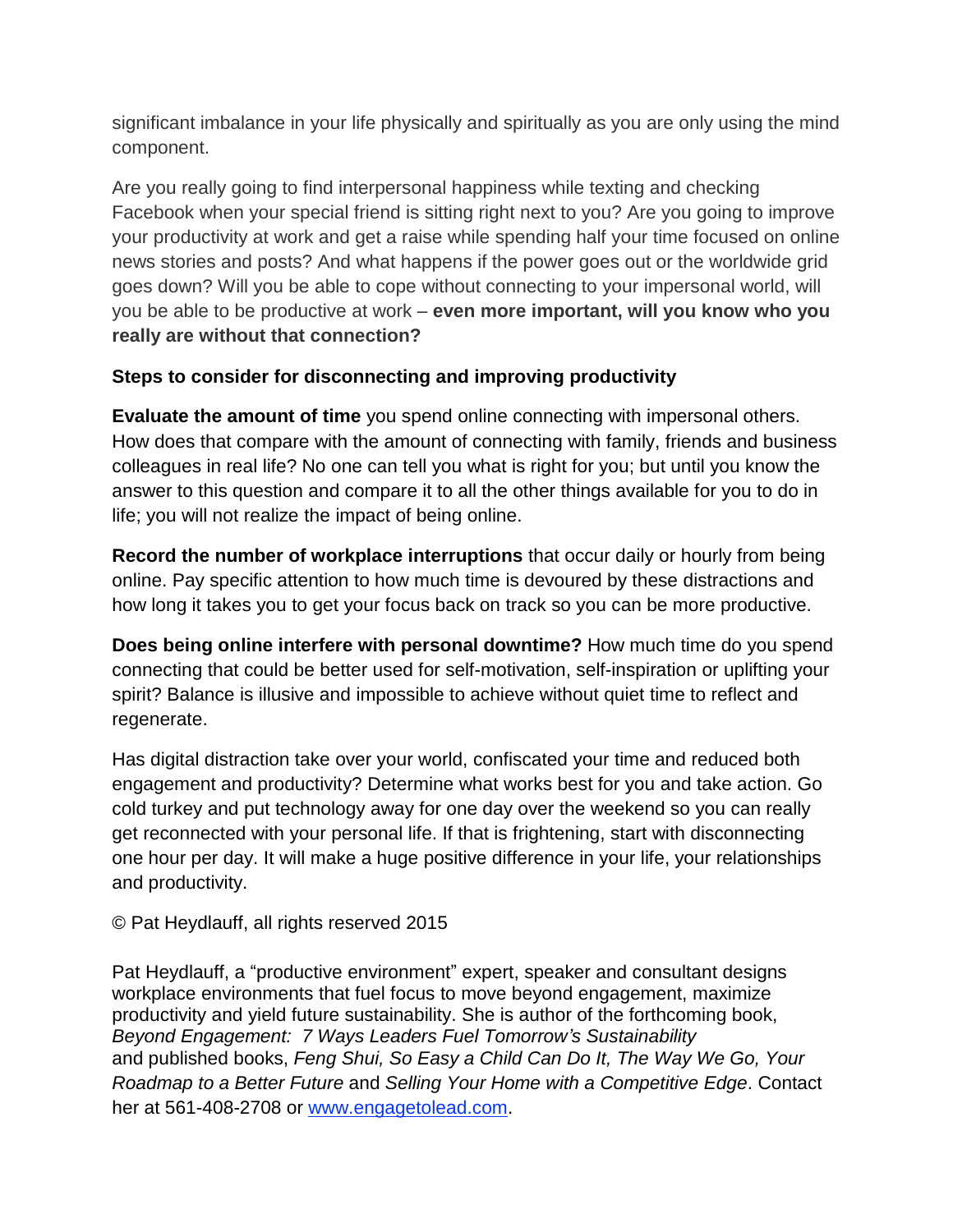significant imbalance in your life physically and spiritually as you are only using the mind component.

Are you really going to find interpersonal happiness while texting and checking Facebook when your special friend is sitting right next to you? Are you going to improve your productivity at work and get a raise while spending half your time focused on online news stories and posts? And what happens if the power goes out or the worldwide grid goes down? Will you be able to cope without connecting to your impersonal world, will you be able to be productive at work – **even more important, will you know who you really are without that connection?**

**Steps to consider for disconnecting and improving productivity**

**Evaluate the amount of time** you spend online connecting with impersonal others. How does that compare with the amount of connecting with family, friends and business colleagues in real life? No one can tell you what is right for you; but until you know the answer to this question and compare it to all the other things available for you to do in life; you will not realize the impact of being online.

**Record the number of workplace interruptions** that occur daily or hourly from being online. Pay specific attention to how much time is devoured by these distractions and how long it takes you to get your focus back on track so you can be more productive.

**Does being online interfere with personal downtime?** How much time do you spend connecting that could be better used for self-motivation, self-inspiration or uplifting your spirit? Balance is illusive and impossible to achieve without quiet time to reflect and regenerate.

Has digital distraction take over your world, confiscated your time and reduced both engagement and productivity? Determine what works best for you and take action. Go cold turkey and put technology away for one day over the weekend so you can really get reconnected with your personal life. If that is frightening, start with disconnecting one hour per day. It will make a huge positive difference in your life, your relationships and productivity.

© Pat Heydlauff, all rights reserved 2015

Pat Heydlauff, a "productive environment" expert, speaker and consultant designs workplace environments that fuel focus to move beyond engagement, maximize productivity and yield future sustainability. She is author of the forthcoming book, *Beyond Engagement: 7 Ways Leaders Fuel Tomorrow's Sustainability* and published books, *Feng Shui, So Easy a Child Can Do It, The Way We Go, Your Roadmap to a Better Future* and *Selling Your Home with a Competitive Edge*. Contact her at 561-408-2708 or [www.engagetolead.com](http://www.engagetolead.com).